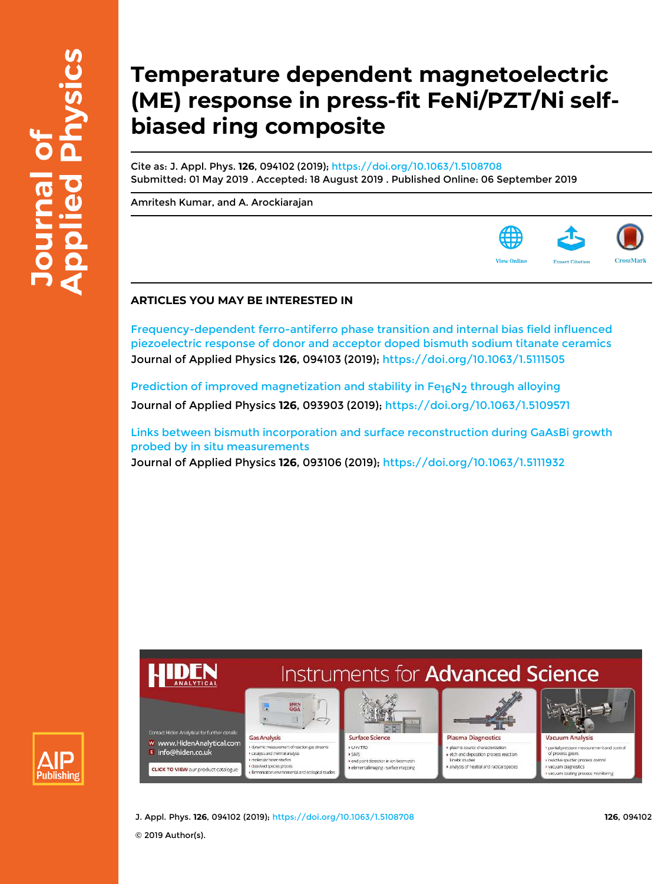# Temperature dependent magnetoelectric (ME) response in press-fit FeNi/PZT/Ni self-biased ring composite

Cite as: J. Appl. Phys. **126**, 094102 (2019); https://doi.org/10.1063/1.5108708
Submitted: 01 May 2019 . Accepted: 18 August 2019 . Published Online: 06 September 2019

Amritesh Kumar, and A. Arockiarajan

## ARTICLES YOU MAY BE INTERESTED IN

Frequency-dependent ferro-antiferro phase transition and internal bias field influenced piezoelectric response of donor and acceptor doped bismuth sodium titanate ceramics
Journal of Applied Physics **126**, 094103 (2019); https://doi.org/10.1063/1.5111505

Prediction of improved magnetization and stability in $Fe_{16}N_2$ through alloying
Journal of Applied Physics **126**, 093903 (2019); https://doi.org/10.1063/1.5109571

Links between bismuth incorporation and surface reconstruction during GaAsBi growth probed by in situ measurements
Journal of Applied Physics **126**, 093106 (2019); https://doi.org/10.1063/1.5111932

© 2019 Author(s).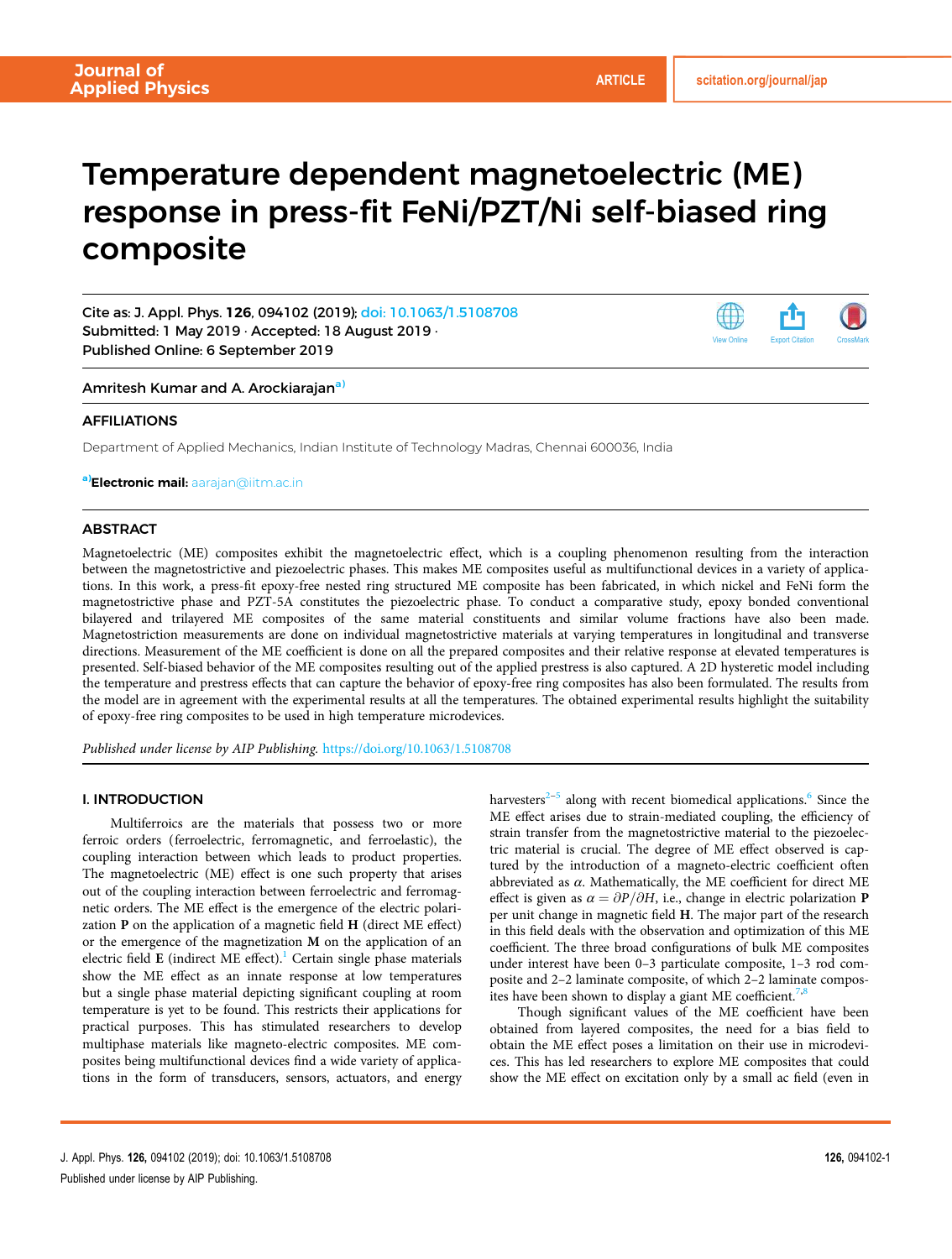# Temperature dependent magnetoelectric (ME) response in press-fit FeNi/PZT/Ni self-biased ring composite

Cite as: J. Appl. Phys. **126**, 094102 (2019); doi: 10.1063/1.5108708
Submitted: 1 May 2019 · Accepted: 18 August 2019 ·
Published Online: 6 September 2019

Amritesh Kumar and A. Arockiarajan[a)]

## AFFILIATIONS

Department of Applied Mechanics, Indian Institute of Technology Madras, Chennai 600036, India

[a)]**Electronic mail:** aarajan@iitm.ac.in

## ABSTRACT

Magnetoelectric (ME) composites exhibit the magnetoelectric effect, which is a coupling phenomenon resulting from the interaction between the magnetostrictive and piezoelectric phases. This makes ME composites useful as multifunctional devices in a variety of applications. In this work, a press-fit epoxy-free nested ring structured ME composite has been fabricated, in which nickel and FeNi form the magnetostrictive phase and PZT-5A constitutes the piezoelectric phase. To conduct a comparative study, epoxy bonded conventional bilayered and trilayered ME composites of the same material constituents and similar volume fractions have also been made. Magnetostriction measurements are done on individual magnetostrictive materials at varying temperatures in longitudinal and transverse directions. Measurement of the ME coefficient is done on all the prepared composites and their relative response at elevated temperatures is presented. Self-biased behavior of the ME composites resulting out of the applied prestress is also captured. A 2D hysteretic model including the temperature and prestress effects that can capture the behavior of epoxy-free ring composites has also been formulated. The results from the model are in agreement with the experimental results at all the temperatures. The obtained experimental results highlight the suitability of epoxy-free ring composites to be used in high temperature microdevices.

*Published under license by AIP Publishing.* https://doi.org/10.1063/1.5108708

## I. INTRODUCTION

Multiferroics are the materials that possess two or more ferroic orders (ferroelectric, ferromagnetic, and ferroelastic), the coupling interaction between which leads to product properties. The magnetoelectric (ME) effect is one such property that arises out of the coupling interaction between ferroelectric and ferromagnetic orders. The ME effect is the emergence of the electric polarization **P** on the application of a magnetic field **H** (direct ME effect) or the emergence of the magnetization **M** on the application of an electric field **E** (indirect ME effect).[1] Certain single phase materials show the ME effect as an innate response at low temperatures but a single phase material depicting significant coupling at room temperature is yet to be found. This restricts their applications for practical purposes. This has stimulated researchers to develop multiphase materials like magneto-electric composites. ME composites being multifunctional devices find a wide variety of applications in the form of transducers, sensors, actuators, and energy harvesters[2–5] along with recent biomedical applications.[6] Since the ME effect arises due to strain-mediated coupling, the efficiency of strain transfer from the magnetostrictive material to the piezoelectric material is crucial. The degree of ME effect observed is captured by the introduction of a magneto-electric coefficient often abbreviated as $\alpha$. Mathematically, the ME coefficient for direct ME effect is given as $\alpha = \partial P/\partial H$, i.e., change in electric polarization **P** per unit change in magnetic field **H**. The major part of the research in this field deals with the observation and optimization of this ME coefficient. The three broad configurations of bulk ME composites under interest have been 0–3 particulate composite, 1–3 rod composite and 2–2 laminate composite, of which 2–2 laminate composites have been shown to display a giant ME coefficient.[7,8]

Though significant values of the ME coefficient have been obtained from layered composites, the need for a bias field to obtain the ME effect poses a limitation on their use in microdevices. This has led researchers to explore ME composites that could show the ME effect on excitation only by a small ac field (even in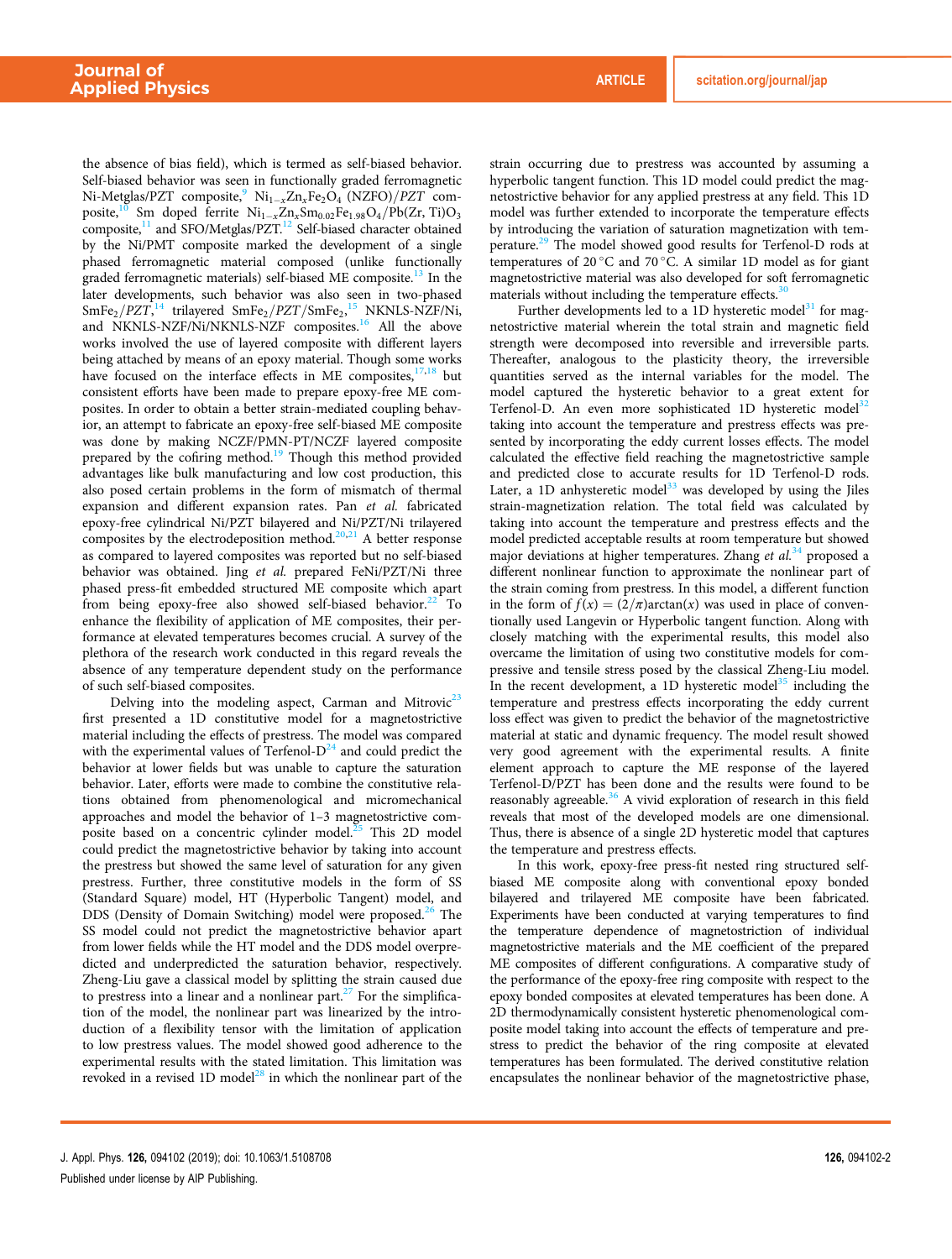the absence of bias field), which is termed as self-biased behavior. Self-biased behavior was seen in functionally graded ferromagnetic Ni-Metglas/PZT composite,[9] $Ni_{1-x}Zn_xFe_2O_4$ (NZFO)/*PZT* composite,[10] Sm doped ferrite $Ni_{1-x}Zn_xSm_{0.02}Fe_{1.98}O_4/Pb(Zr, Ti)O_3$ composite,[11] and SFO/Metglas/PZT.[12] Self-biased character obtained by the Ni/PMT composite marked the development of a single phased ferromagnetic material composed (unlike functionally graded ferromagnetic materials) self-biased ME composite.[13] In the later developments, such behavior was also seen in two-phased $SmFe_2/PZT$,[14] trilayered $SmFe_2/PZT/SmFe_2$,[15] NKNLS-NZF/Ni, and NKNLS-NZF/Ni/NKNLS-NZF composites.[16] All the above works involved the use of layered composite with different layers being attached by means of an epoxy material. Though some works have focused on the interface effects in ME composites,[17,18] but consistent efforts have been made to prepare epoxy-free ME composites. In order to obtain a better strain-mediated coupling behavior, an attempt to fabricate an epoxy-free self-biased ME composite was done by making NCZF/PMN-PT/NCZF layered composite prepared by the cofiring method.[19] Though this method provided advantages like bulk manufacturing and low cost production, this also posed certain problems in the form of mismatch of thermal expansion and different expansion rates. Pan *et al.* fabricated epoxy-free cylindrical Ni/PZT bilayered and Ni/PZT/Ni trilayered composites by the electrodeposition method.[20,21] A better response as compared to layered composites was reported but no self-biased behavior was obtained. Jing *et al.* prepared FeNi/PZT/Ni three phased press-fit embedded structured ME composite which apart from being epoxy-free also showed self-biased behavior.[22] To enhance the flexibility of application of ME composites, their performance at elevated temperatures becomes crucial. A survey of the plethora of the research work conducted in this regard reveals the absence of any temperature dependent study on the performance of such self-biased composites.

Delving into the modeling aspect, Carman and Mitrovic[23] first presented a 1D constitutive model for a magnetostrictive material including the effects of prestress. The model was compared with the experimental values of Terfenol-D[24] and could predict the behavior at lower fields but was unable to capture the saturation behavior. Later, efforts were made to combine the constitutive relations obtained from phenomenological and micromechanical approaches and model the behavior of 1–3 magnetostrictive composite based on a concentric cylinder model.[25] This 2D model could predict the magnetostrictive behavior by taking into account the prestress but showed the same level of saturation for any given prestress. Further, three constitutive models in the form of SS (Standard Square) model, HT (Hyperbolic Tangent) model, and DDS (Density of Domain Switching) model were proposed.[26] The SS model could not predict the magnetostrictive behavior apart from lower fields while the HT model and the DDS model overpredicted and underpredicted the saturation behavior, respectively. Zheng-Liu gave a classical model by splitting the strain caused due to prestress into a linear and a nonlinear part.[27] For the simplification of the model, the nonlinear part was linearized by the introduction of a flexibility tensor with the limitation of application to low prestress values. The model showed good adherence to the experimental results with the stated limitation. This limitation was revoked in a revised 1D model[28] in which the nonlinear part of the strain occurring due to prestress was accounted by assuming a hyperbolic tangent function. This 1D model could predict the magnetostrictive behavior for any applied prestress at any field. This 1D model was further extended to incorporate the temperature effects by introducing the variation of saturation magnetization with temperature.[29] The model showed good results for Terfenol-D rods at temperatures of 20 °C and 70 °C. A similar 1D model as for giant magnetostrictive material was also developed for soft ferromagnetic materials without including the temperature effects.[30]

Further developments led to a 1D hysteretic model[31] for magnetostrictive material wherein the total strain and magnetic field strength were decomposed into reversible and irreversible parts. Thereafter, analogous to the plasticity theory, the irreversible quantities served as the internal variables for the model. The model captured the hysteretic behavior to a great extent for Terfenol-D. An even more sophisticated 1D hysteretic model[32] taking into account the temperature and prestress effects was presented by incorporating the eddy current losses effects. The model calculated the effective field reaching the magnetostrictive sample and predicted close to accurate results for 1D Terfenol-D rods. Later, a 1D anhysteretic model[33] was developed by using the Jiles strain-magnetization relation. The total field was calculated by taking into account the temperature and prestress effects and the model predicted acceptable results at room temperature but showed major deviations at higher temperatures. Zhang *et al.*[34] proposed a different nonlinear function to approximate the nonlinear part of the strain coming from prestress. In this model, a different function in the form of $f(x) = (2/\pi)\arctan(x)$ was used in place of conventionally used Langevin or Hyperbolic tangent function. Along with closely matching with the experimental results, this model also overcame the limitation of using two constitutive models for compressive and tensile stress posed by the classical Zheng-Liu model. In the recent development, a 1D hysteretic model[35] including the temperature and prestress effects incorporating the eddy current loss effect was given to predict the behavior of the magnetostrictive material at static and dynamic frequency. The model result showed very good agreement with the experimental results. A finite element approach to capture the ME response of the layered Terfenol-D/PZT has been done and the results were found to be reasonably agreeable.[36] A vivid exploration of research in this field reveals that most of the developed models are one dimensional. Thus, there is absence of a single 2D hysteretic model that captures the temperature and prestress effects.

In this work, epoxy-free press-fit nested ring structured self-biased ME composite along with conventional epoxy bonded bilayered and trilayered ME composite have been fabricated. Experiments have been conducted at varying temperatures to find the temperature dependence of magnetostriction of individual magnetostrictive materials and the ME coefficient of the prepared ME composites of different configurations. A comparative study of the performance of the epoxy-free ring composite with respect to the epoxy bonded composites at elevated temperatures has been done. A 2D thermodynamically consistent hysteretic phenomenological composite model taking into account the effects of temperature and prestress to predict the behavior of the ring composite at elevated temperatures has been formulated. The derived constitutive relation encapsulates the nonlinear behavior of the magnetostrictive phase,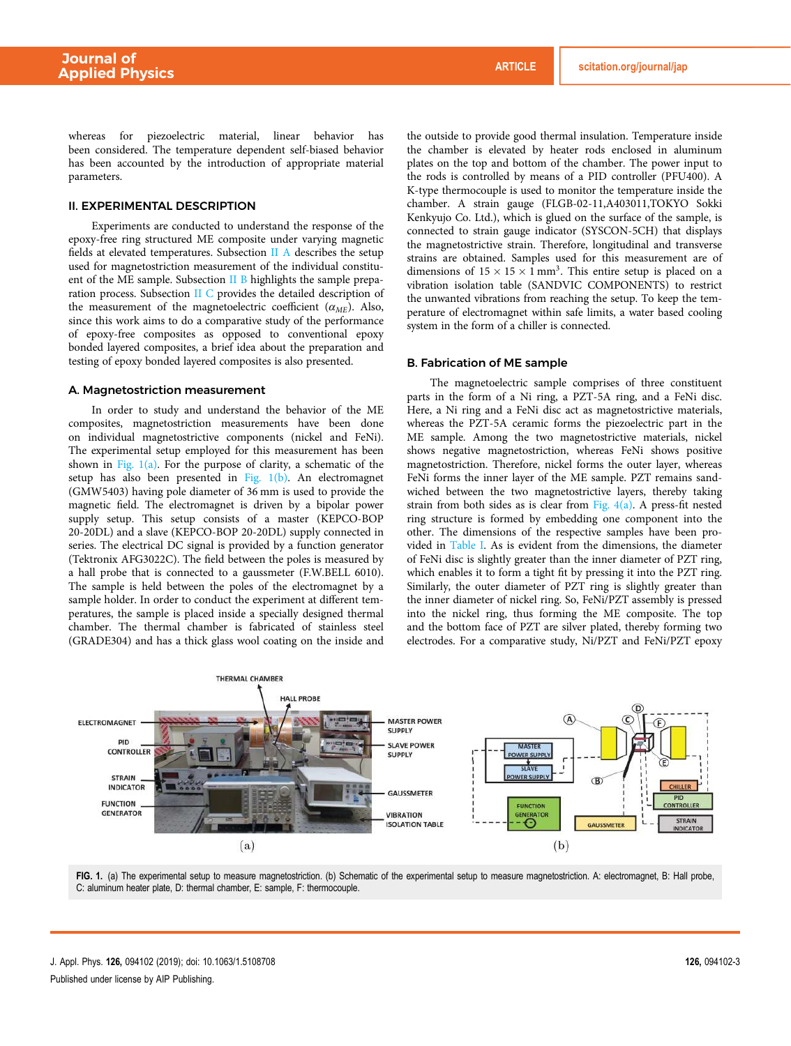whereas for piezoelectric material, linear behavior has been considered. The temperature dependent self-biased behavior has been accounted by the introduction of appropriate material parameters.

## II. EXPERIMENTAL DESCRIPTION

Experiments are conducted to understand the response of the epoxy-free ring structured ME composite under varying magnetic fields at elevated temperatures. Subsection II A describes the setup used for magnetostriction measurement of the individual constituent of the ME sample. Subsection II B highlights the sample preparation process. Subsection II C provides the detailed description of the measurement of the magnetoelectric coefficient ($\alpha_{ME}$). Also, since this work aims to do a comparative study of the performance of epoxy-free composites as opposed to conventional epoxy bonded layered composites, a brief idea about the preparation and testing of epoxy bonded layered composites is also presented.

### A. Magnetostriction measurement

In order to study and understand the behavior of the ME composites, magnetostriction measurements have been done on individual magnetostrictive components (nickel and FeNi). The experimental setup employed for this measurement has been shown in Fig. 1(a). For the purpose of clarity, a schematic of the setup has also been presented in Fig. 1(b). An electromagnet (GMW5403) having pole diameter of 36 mm is used to provide the magnetic field. The electromagnet is driven by a bipolar power supply setup. This setup consists of a master (KEPCO-BOP 20-20DL) and a slave (KEPCO-BOP 20-20DL) supply connected in series. The electrical DC signal is provided by a function generator (Tektronix AFG3022C). The field between the poles is measured by a hall probe that is connected to a gaussmeter (F.W.BELL 6010). The sample is held between the poles of the electromagnet by a sample holder. In order to conduct the experiment at different temperatures, the sample is placed inside a specially designed thermal chamber. The thermal chamber is fabricated of stainless steel (GRADE304) and has a thick glass wool coating on the inside and the outside to provide good thermal insulation. Temperature inside the chamber is elevated by heater rods enclosed in aluminum plates on the top and bottom of the chamber. The power input to the rods is controlled by means of a PID controller (PFU400). A K-type thermocouple is used to monitor the temperature inside the chamber. A strain gauge (FLGB-02-11,A403011,TOKYO Sokki Kenkyujo Co. Ltd.), which is glued on the surface of the sample, is connected to strain gauge indicator (SYSCON-5CH) that displays the magnetostrictive strain. Therefore, longitudinal and transverse strains are obtained. Samples used for this measurement are of dimensions of $15 \times 15 \times 1\,\text{mm}^3$. This entire setup is placed on a vibration isolation table (SANDVIC COMPONENTS) to restrict the unwanted vibrations from reaching the setup. To keep the temperature of electromagnet within safe limits, a water based cooling system in the form of a chiller is connected.

### B. Fabrication of ME sample

The magnetoelectric sample comprises of three constituent parts in the form of a Ni ring, a PZT-5A ring, and a FeNi disc. Here, a Ni ring and a FeNi disc act as magnetostrictive materials, whereas the PZT-5A ceramic forms the piezoelectric part in the ME sample. Among the two magnetostrictive materials, nickel shows negative magnetostriction, whereas FeNi shows positive magnetostriction. Therefore, nickel forms the outer layer, whereas FeNi forms the inner layer of the ME sample. PZT remains sandwiched between the two magnetostrictive layers, thereby taking strain from both sides as is clear from Fig. 4(a). A press-fit nested ring structure is formed by embedding one component into the other. The dimensions of the respective samples have been provided in Table I. As is evident from the dimensions, the diameter of FeNi disc is slightly greater than the inner diameter of PZT ring, which enables it to form a tight fit by pressing it into the PZT ring. Similarly, the outer diameter of PZT ring is slightly greater than the inner diameter of nickel ring. So, FeNi/PZT assembly is pressed into the nickel ring, thus forming the ME composite. The top and the bottom face of PZT are silver plated, thereby forming two electrodes. For a comparative study, Ni/PZT and FeNi/PZT epoxy

FIG. 1. (a) The experimental setup to measure magnetostriction. (b) Schematic of the experimental setup to measure magnetostriction. A: electromagnet, B: Hall probe, C: aluminum heater plate, D: thermal chamber, E: sample, F: thermocouple.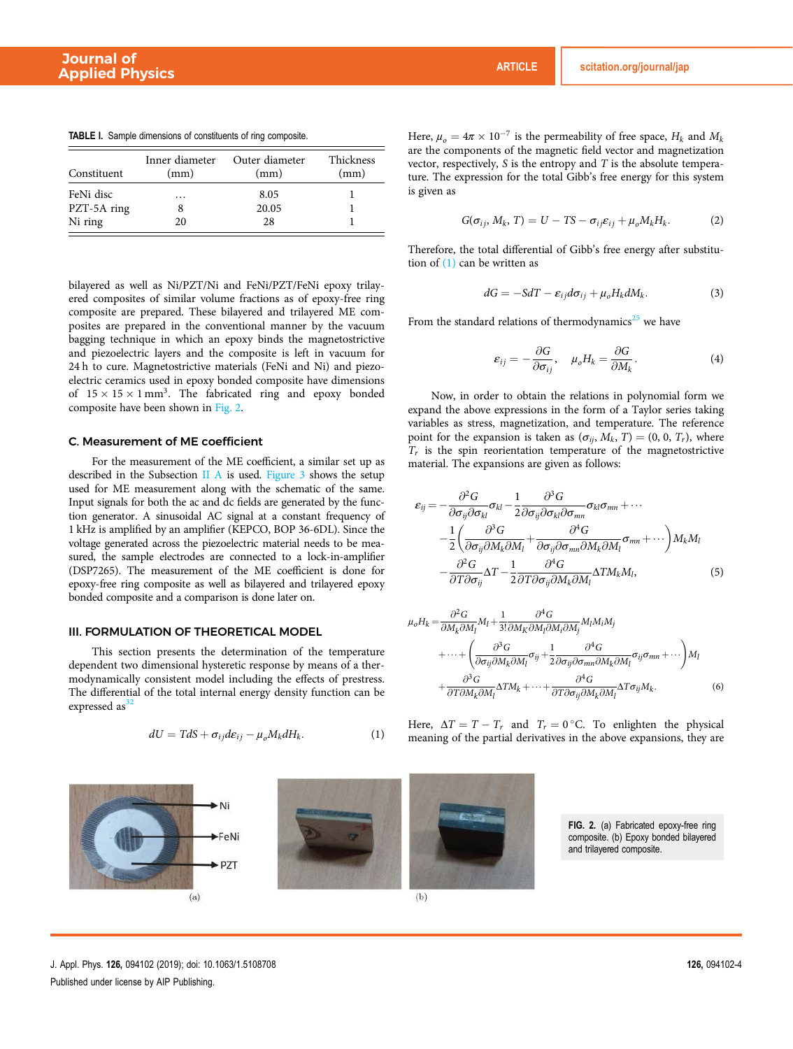TABLE I. Sample dimensions of constituents of ring composite.

| Constituent | Inner diameter (mm) | Outer diameter (mm) | Thickness (mm) |
| --- | --- | --- | --- |
| FeNi disc | … | 8.05 | 1 |
| PZT-5A ring | 8 | 20.05 | 1 |
| Ni ring | 20 | 28 | 1 |

bilayered as well as Ni/PZT/Ni and FeNi/PZT/FeNi epoxy trilayered composites of similar volume fractions as of epoxy-free ring composite are prepared. These bilayered and trilayered ME composites are prepared in the conventional manner by the vacuum bagging technique in which an epoxy binds the magnetostrictive and piezoelectric layers and the composite is left in vacuum for 24 h to cure. Magnetostrictive materials (FeNi and Ni) and piezoelectric ceramics used in epoxy bonded composite have dimensions of $15 \times 15 \times 1\,\text{mm}^3$. The fabricated ring and epoxy bonded composite have been shown in Fig. 2.

### C. Measurement of ME coefficient

For the measurement of the ME coefficient, a similar set up as described in the Subsection II A is used. Figure 3 shows the setup used for ME measurement along with the schematic of the same. Input signals for both the ac and dc fields are generated by the function generator. A sinusoidal AC signal at a constant frequency of 1 kHz is amplified by an amplifier (KEPCO, BOP 36-6DL). Since the voltage generated across the piezoelectric material needs to be measured, the sample electrodes are connected to a lock-in-amplifier (DSP7265). The measurement of the ME coefficient is done for epoxy-free ring composite as well as bilayered and trilayered epoxy bonded composite and a comparison is done later on.

## III. FORMULATION OF THEORETICAL MODEL

This section presents the determination of the temperature dependent two dimensional hysteretic response by means of a thermodynamically consistent model including the effects of prestress. The differential of the total internal energy density function can be expressed as[32]

$$dU = TdS + \sigma_{ij} d\varepsilon_{ij} - \mu_o M_k dH_k. \tag{1}$$

Here, $\mu_o = 4\pi \times 10^{-7}$ is the permeability of free space, $H_k$ and $M_k$ are the components of the magnetic field vector and magnetization vector, respectively, $S$ is the entropy and $T$ is the absolute temperature. The expression for the total Gibb's free energy for this system is given as

$$G(\sigma_{ij}, M_k, T) = U - TS - \sigma_{ij}\varepsilon_{ij} + \mu_o M_k H_k. \tag{2}$$

Therefore, the total differential of Gibb's free energy after substitution of (1) can be written as

$$dG = -SdT - \varepsilon_{ij} d\sigma_{ij} + \mu_o H_k dM_k. \tag{3}$$

From the standard relations of thermodynamics[25] we have

$$\varepsilon_{ij} = -\frac{\partial G}{\partial \sigma_{ij}}, \quad \mu_o H_k = \frac{\partial G}{\partial M_k}. \tag{4}$$

Now, in order to obtain the relations in polynomial form we expand the above expressions in the form of a Taylor series taking variables as stress, magnetization, and temperature. The reference point for the expansion is taken as $(\sigma_{ij}, M_k, T) = (0, 0, T_r)$, where $T_r$ is the spin reorientation temperature of the magnetostrictive material. The expansions are given as follows:

$$\begin{aligned}\varepsilon_{ij} = &-\frac{\partial^2 G}{\partial \sigma_{ij}\partial \sigma_{kl}}\sigma_{kl} - \frac{1}{2}\frac{\partial^3 G}{\partial \sigma_{ij}\partial \sigma_{kl}\partial \sigma_{mn}}\sigma_{kl}\sigma_{mn} + \cdots \\ &-\frac{1}{2}\left(\frac{\partial^3 G}{\partial \sigma_{ij}\partial M_k \partial M_l} + \frac{\partial^4 G}{\partial \sigma_{ij}\partial \sigma_{mn}\partial M_k \partial M_l}\sigma_{mn} + \cdots\right) M_k M_l \\ &-\frac{\partial^2 G}{\partial T \partial \sigma_{ij}}\Delta T - \frac{1}{2}\frac{\partial^4 G}{\partial T \partial \sigma_{ij}\partial M_k \partial M_l}\Delta T M_k M_l,\end{aligned} \tag{5}$$

$$\begin{aligned}\mu_o H_k = &\frac{\partial^2 G}{\partial M_k \partial M_l}M_l + \frac{1}{3!}\frac{\partial^4 G}{\partial M_K \partial M_l \partial M_i \partial M_j}M_l M_i M_j \\ &+ \cdots + \left(\frac{\partial^3 G}{\partial \sigma_{ij}\partial M_k \partial M_l}\sigma_{ij} + \frac{1}{2}\frac{\partial^4 G}{\partial \sigma_{ij}\partial \sigma_{mn}\partial M_k \partial M_l}\sigma_{ij}\sigma_{mn} + \cdots\right) M_l \\ &+ \frac{\partial^3 G}{\partial T \partial M_k \partial M_l}\Delta T M_k + \cdots + \frac{\partial^4 G}{\partial T \partial \sigma_{ij}\partial M_k \partial M_l}\Delta T \sigma_{ij} M_k.\end{aligned} \tag{6}$$

Here, $\Delta T = T - T_r$ and $T_r = 0\,°\text{C}$. To enlighten the physical meaning of the partial derivatives in the above expansions, they are

FIG. 2. (a) Fabricated epoxy-free ring composite. (b) Epoxy bonded bilayered and trilayered composite.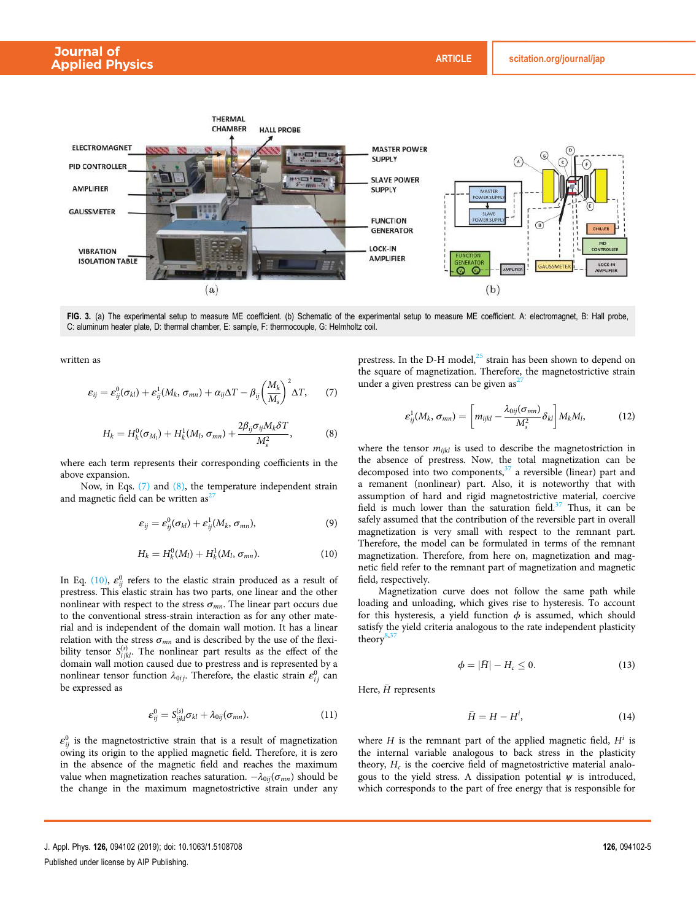FIG. 3. (a) The experimental setup to measure ME coefficient. (b) Schematic of the experimental setup to measure ME coefficient. A: electromagnet, B: Hall probe, C: aluminum heater plate, D: thermal chamber, E: sample, F: thermocouple, G: Helmholtz coil.

written as

$$\varepsilon_{ij} = \varepsilon^0_{ij}(\sigma_{kl}) + \varepsilon^1_{ij}(M_k, \sigma_{mn}) + \alpha_{ij}\Delta T - \beta_{ij}\left(\frac{M_k}{M_s}\right)^2 \Delta T, \tag{7}$$

$$H_k = H^0_k(\sigma_{M_l}) + H^1_k(M_l, \sigma_{mn}) + \frac{2\beta_{ij}\sigma_{ij}M_k\delta T}{M_s^2}, \tag{8}$$

where each term represents their corresponding coefficients in the above expansion.

Now, in Eqs. (7) and (8), the temperature independent strain and magnetic field can be written as[27]

$$\varepsilon_{ij} = \varepsilon^0_{ij}(\sigma_{kl}) + \varepsilon^1_{ij}(M_k, \sigma_{mn}), \tag{9}$$

$$H_k = H^0_k(M_l) + H^1_k(M_l, \sigma_{mn}). \tag{10}$$

In Eq. (10), $\varepsilon^0_{ij}$ refers to the elastic strain produced as a result of prestress. This elastic strain has two parts, one linear and the other nonlinear with respect to the stress $\sigma_{mn}$. The linear part occurs due to the conventional stress-strain interaction as for any other material and is independent of the domain wall motion. It has a linear relation with the stress $\sigma_{mn}$ and is described by the use of the flexibility tensor $S^{(s)}_{ijkl}$. The nonlinear part results as the effect of the domain wall motion caused due to prestress and is represented by a nonlinear tensor function $\lambda_{0ij}$. Therefore, the elastic strain $\varepsilon^0_{ij}$ can be expressed as

$$\varepsilon^0_{ij} = S^{(s)}_{ijkl}\sigma_{kl} + \lambda_{0ij}(\sigma_{mn}). \tag{11}$$

$\varepsilon^0_{ij}$ is the magnetostrictive strain that is a result of magnetization owing its origin to the applied magnetic field. Therefore, it is zero in the absence of the magnetic field and reaches the maximum value when magnetization reaches saturation. $-\lambda_{0ij}(\sigma_{mn})$ should be the change in the maximum magnetostrictive strain under any prestress. In the D-H model,[25] strain has been shown to depend on the square of magnetization. Therefore, the magnetostrictive strain under a given prestress can be given as[27]

$$\varepsilon^1_{ij}(M_k, \sigma_{mn}) = \left[m_{ijkl} - \frac{\lambda_{0ij}(\sigma_{mn})}{M_s^2}\delta_{kl}\right]M_k M_l, \tag{12}$$

where the tensor $m_{ijkl}$ is used to describe the magnetostriction in the absence of prestress. Now, the total magnetization can be decomposed into two components,[37] a reversible (linear) part and a remanent (nonlinear) part. Also, it is noteworthy that with assumption of hard and rigid magnetostrictive material, coercive field is much lower than the saturation field.[37] Thus, it can be safely assumed that the contribution of the reversible part in overall magnetization is very small with respect to the remnant part. Therefore, the model can be formulated in terms of the remnant magnetization. Therefore, from here on, magnetization and magnetic field refer to the remnant part of magnetization and magnetic field, respectively.

Magnetization curve does not follow the same path while loading and unloading, which gives rise to hysteresis. To account for this hysteresis, a yield function $\phi$ is assumed, which should satisfy the yield criteria analogous to the rate independent plasticity theory[8,37]

$$\phi = |\bar{H}| - H_c \leq 0. \tag{13}$$

Here, $\bar{H}$ represents

$$\bar{H} = H - H^i, \tag{14}$$

where $H$ is the remnant part of the applied magnetic field, $H^i$ is the internal variable analogous to back stress in the plasticity theory, $H_c$ is the coercive field of magnetostrictive material analogous to the yield stress. A dissipation potential $\psi$ is introduced, which corresponds to the part of free energy that is responsible for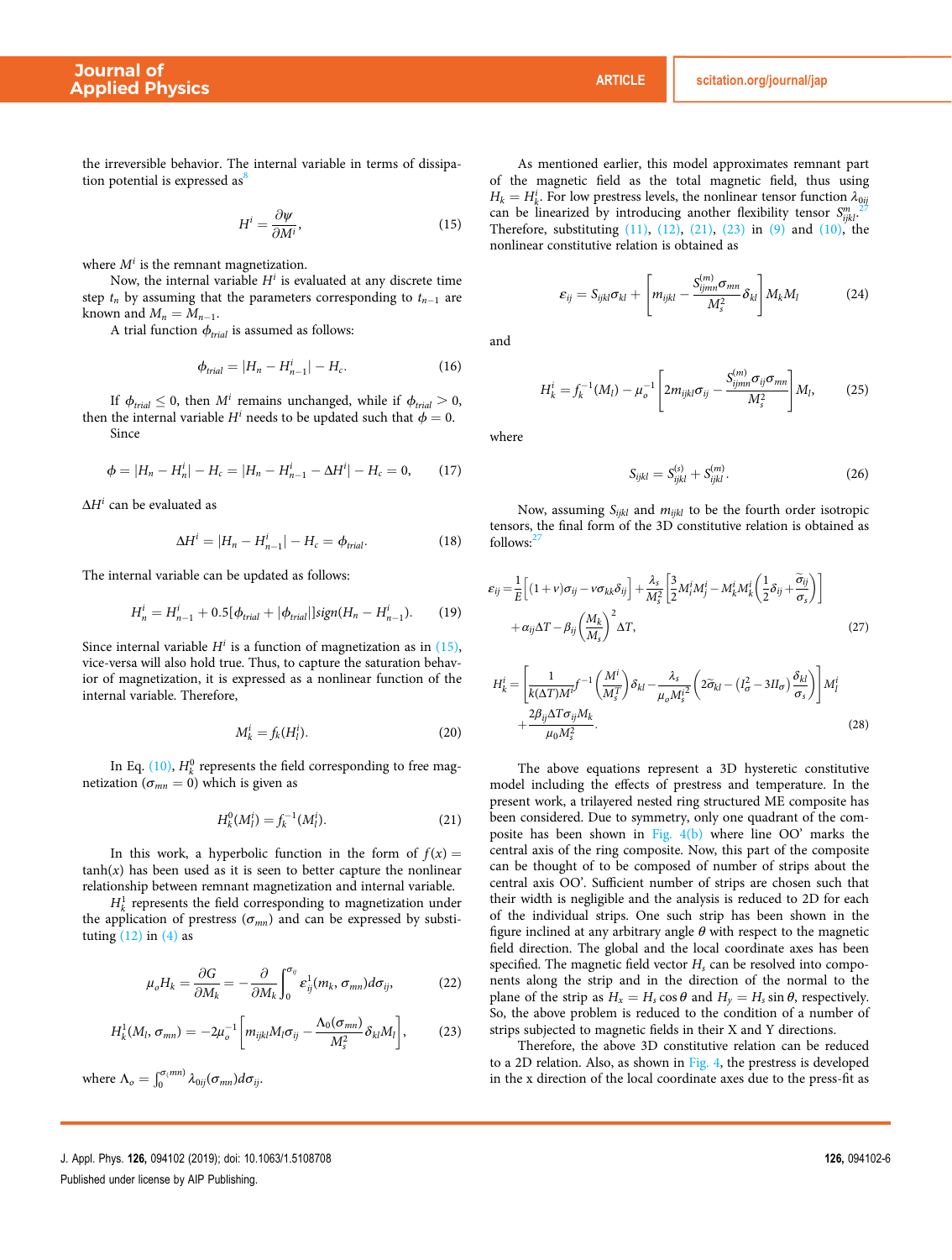the irreversible behavior. The internal variable in terms of dissipation potential is expressed as[8]

$$H^i = \frac{\partial \psi}{\partial M^i}, \tag{15}$$

where $M^i$ is the remnant magnetization.

Now, the internal variable $H^i$ is evaluated at any discrete time step $t_n$ by assuming that the parameters corresponding to $t_{n-1}$ are known and $M_n = M_{n-1}$.

A trial function $\phi_{trial}$ is assumed as follows:

$$\phi_{trial} = |H_n - H^i_{n-1}| - H_c. \tag{16}$$

If $\phi_{trial} \leq 0$, then $M^i$ remains unchanged, while if $\phi_{trial} > 0$, then the internal variable $H^i$ needs to be updated such that $\phi = 0$.

Since

$$\phi = |H_n - H^i_n| - H_c = |H_n - H^i_{n-1} - \Delta H^i| - H_c = 0, \tag{17}$$

$\Delta H^i$ can be evaluated as

$$\Delta H^i = |H_n - H^i_{n-1}| - H_c = \phi_{trial}. \tag{18}$$

The internal variable can be updated as follows:

$$H^i_n = H^i_{n-1} + 0.5[\phi_{trial} + |\phi_{trial}|]sign(H_n - H^i_{n-1}). \tag{19}$$

Since internal variable $H^i$ is a function of magnetization as in (15), vice-versa will also hold true. Thus, to capture the saturation behavior of magnetization, it is expressed as a nonlinear function of the internal variable. Therefore,

$$M^i_k = f_k(H^i_l). \tag{20}$$

In Eq. (10), $H^0_k$ represents the field corresponding to free magnetization ($\sigma_{mn} = 0$) which is given as

$$H^0_k(M^i_l) = f_k^{-1}(M^i_l). \tag{21}$$

In this work, a hyperbolic function in the form of $f(x) = \tanh(x)$ has been used as it is seen to better capture the nonlinear relationship between remnant magnetization and internal variable.

$H^1_k$ represents the field corresponding to magnetization under the application of prestress ($\sigma_{mn}$) and can be expressed by substituting (12) in (4) as

$$\mu_o H_k = \frac{\partial G}{\partial M_k} = -\frac{\partial}{\partial M_k}\int_0^{\sigma_{ij}} \varepsilon^1_{ij}(m_k, \sigma_{mn})d\sigma_{ij}, \tag{22}$$

$$H^1_k(M_l, \sigma_{mn}) = -2\mu_o^{-1}\left[m_{ijkl}M_l\sigma_{ij} - \frac{\Lambda_0(\sigma_{mn})}{M_s^2}\delta_{kl}M_l\right], \tag{23}$$

where $\Lambda_o = \int_0^{\sigma_i(mn)} \lambda_{0ij}(\sigma_{mn})d\sigma_{ij}$.

As mentioned earlier, this model approximates remnant part of the magnetic field as the total magnetic field, thus using $H_k = H^i_k$. For low prestress levels, the nonlinear tensor function $\lambda_{0ij}$ can be linearized by introducing another flexibility tensor $S^m_{ijkl}$.[27] Therefore, substituting (11), (12), (21), (23) in (9) and (10), the nonlinear constitutive relation is obtained as

$$\varepsilon_{ij} = S_{ijkl}\sigma_{kl} + \left[m_{ijkl} - \frac{S^{(m)}_{ijmn}\sigma_{mn}}{M_s^2}\delta_{kl}\right]M_kM_l \tag{24}$$

and

$$H^i_k = f_k^{-1}(M_l) - \mu_o^{-1}\left[2m_{ijkl}\sigma_{ij} - \frac{S^{(m)}_{ijmn}\sigma_{ij}\sigma_{mn}}{M_s^2}\right]M_l, \tag{25}$$

where

$$S_{ijkl} = S^{(s)}_{ijkl} + S^{(m)}_{ijkl}. \tag{26}$$

Now, assuming $S_{ijkl}$ and $m_{ijkl}$ to be the fourth order isotropic tensors, the final form of the 3D constitutive relation is obtained as follows:[27]

$$\begin{aligned}\varepsilon_{ij} =& \frac{1}{E}\left[(1+\nu)\sigma_{ij} - \nu\sigma_{kk}\delta_{ij}\right] + \frac{\lambda_s}{M_s^2}\left[\frac{3}{2}M^i_iM^i_j - M^i_kM^i_k\left(\frac{1}{2}\delta_{ij} + \frac{\tilde{\sigma}_{ij}}{\sigma_s}\right)\right] \\ &+ \alpha_{ij}\Delta T - \beta_{ij}\left(\frac{M_k}{M_s}\right)^2\Delta T,\end{aligned} \tag{27}$$

$$\begin{aligned}H^i_k =& \left[\frac{1}{k(\Delta T)M^i}f^{-1}\left(\frac{M^i}{M^T_s}\right)\delta_{kl} - \frac{\lambda_s}{\mu_oM_s^2}\left(2\tilde{\sigma}_{kl} - (I^2_\sigma - 3II_\sigma)\frac{\delta_{kl}}{\sigma_s}\right)\right]M^i_l \\ &+ \frac{2\beta_{ij}\Delta T\sigma_{ij}M_k}{\mu_0M_s^2}.\end{aligned} \tag{28}$$

The above equations represent a 3D hysteretic constitutive model including the effects of prestress and temperature. In the present work, a trilayered nested ring structured ME composite has been considered. Due to symmetry, only one quadrant of the composite has been shown in Fig. 4(b) where line OO' marks the central axis of the ring composite. Now, this part of the composite can be thought of to be composed of number of strips about the central axis OO'. Sufficient number of strips are chosen such that their width is negligible and the analysis is reduced to 2D for each of the individual strips. One such strip has been shown in the figure inclined at any arbitrary angle $\theta$ with respect to the magnetic field direction. The global and the local coordinate axes has been specified. The magnetic field vector $H_s$ can be resolved into components along the strip and in the direction of the normal to the plane of the strip as $H_x = H_s\cos\theta$ and $H_y = H_s\sin\theta$, respectively. So, the above problem is reduced to the condition of a number of strips subjected to magnetic fields in their X and Y directions.

Therefore, the above 3D constitutive relation can be reduced to a 2D relation. Also, as shown in Fig. 4, the prestress is developed in the x direction of the local coordinate axes due to the press-fit as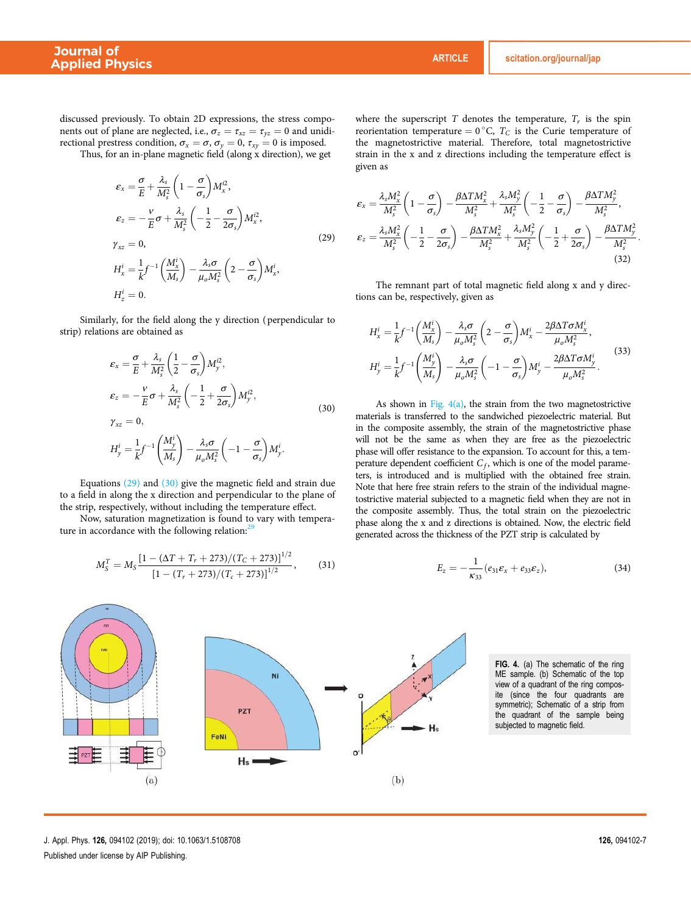discussed previously. To obtain 2D expressions, the stress components out of plane are neglected, i.e., $\sigma_z = \tau_{xz} = \tau_{yz} = 0$ and unidirectional prestress condition, $\sigma_x = \sigma$, $\sigma_y = 0$, $\tau_{xy} = 0$ is imposed.

Thus, for an in-plane magnetic field (along x direction), we get

$$
\begin{aligned}
\varepsilon_x &= \frac{\sigma}{E} + \frac{\lambda_s}{M_s^2}\left(1 - \frac{\sigma}{\sigma_s}\right) M_x^{i2},\\
\varepsilon_z &= -\frac{v}{E}\sigma + \frac{\lambda_s}{M_s^2}\left(-\frac{1}{2} - \frac{\sigma}{2\sigma_s}\right) M_x^{i2},\\
\gamma_{xz} &= 0,\\
H_x^i &= \frac{1}{k} f^{-1}\left(\frac{M_x^i}{M_s}\right) - \frac{\lambda_s \sigma}{\mu_o M_s^2}\left(2 - \frac{\sigma}{\sigma_s}\right) M_x^i,\\
H_z^i &= 0.
\end{aligned}
\tag{29}
$$

Similarly, for the field along the y direction (perpendicular to strip) relations are obtained as

$$
\begin{aligned}
\varepsilon_x &= \frac{\sigma}{E} + \frac{\lambda_s}{M_s^2}\left(\frac{1}{2} - \frac{\sigma}{\sigma_s}\right) M_y^{i2},\\
\varepsilon_z &= -\frac{v}{E}\sigma + \frac{\lambda_s}{M_s^2}\left(-\frac{1}{2} + \frac{\sigma}{2\sigma_s}\right) M_y^{i2},\\
\gamma_{xz} &= 0,\\
H_y^i &= \frac{1}{k} f^{-1}\left(\frac{M_y^i}{M_s}\right) - \frac{\lambda_s \sigma}{\mu_o M_s^2}\left(-1 - \frac{\sigma}{\sigma_s}\right) M_y^i.
\end{aligned}
\tag{30}
$$

Equations (29) and (30) give the magnetic field and strain due to a field in along the x direction and perpendicular to the plane of the strip, respectively, without including the temperature effect.

Now, saturation magnetization is found to vary with temperature in accordance with the following relation:[29]

$$
M_S^T = M_S \frac{[1 - (\Delta T + T_r + 273)/(T_C + 273)]^{1/2}}{[1 - (T_r + 273)/(T_c + 273)]^{1/2}}, \tag{31}
$$

where the superscript $T$ denotes the temperature, $T_r$ is the spin reorientation temperature $= 0\,^{\circ}$C, $T_C$ is the Curie temperature of the magnetostrictive material. Therefore, total magnetostrictive strain in the x and z directions including the temperature effect is given as

$$
\begin{aligned}
\varepsilon_x &= \frac{\lambda_s M_x^2}{M_s^2}\left(1 - \frac{\sigma}{\sigma_s}\right) - \frac{\beta \Delta T M_x^2}{M_s^2} + \frac{\lambda_s M_y^2}{M_s^2}\left(-\frac{1}{2} - \frac{\sigma}{\sigma_s}\right) - \frac{\beta \Delta T M_y^2}{M_s^2},\\
\varepsilon_z &= \frac{\lambda_s M_x^2}{M_s^2}\left(-\frac{1}{2} - \frac{\sigma}{2\sigma_s}\right) - \frac{\beta \Delta T M_x^2}{M_s^2} + \frac{\lambda_s M_y^2}{M_s^2}\left(-\frac{1}{2} + \frac{\sigma}{2\sigma_s}\right) - \frac{\beta \Delta T M_y^2}{M_s^2}.
\end{aligned}
\tag{32}
$$

The remnant part of total magnetic field along x and y directions can be, respectively, given as

$$
\begin{aligned}
H_x^i &= \frac{1}{k} f^{-1}\left(\frac{M_x^i}{M_s}\right) - \frac{\lambda_s \sigma}{\mu_o M_s^2}\left(2 - \frac{\sigma}{\sigma_s}\right) M_x^i - \frac{2\beta \Delta T \sigma M_x^i}{\mu_o M_s^2},\\
H_y^i &= \frac{1}{k} f^{-1}\left(\frac{M_y^i}{M_s}\right) - \frac{\lambda_s \sigma}{\mu_o M_s^2}\left(-1 - \frac{\sigma}{\sigma_s}\right) M_y^i - \frac{2\beta \Delta T \sigma M_y^i}{\mu_o M_s^2}.
\end{aligned}
\tag{33}
$$

As shown in Fig. 4(a), the strain from the two magnetostrictive materials is transferred to the sandwiched piezoelectric material. But in the composite assembly, the strain of the magnetostrictive phase will not be the same as when they are free as the piezoelectric phase will offer resistance to the expansion. To account for this, a temperature dependent coefficient $C_f$, which is one of the model parameters, is introduced and is multiplied with the obtained free strain. Note that here free strain refers to the strain of the individual magnetostrictive material subjected to a magnetic field when they are not in the composite assembly. Thus, the total strain on the piezoelectric phase along the x and z directions is obtained. Now, the electric field generated across the thickness of the PZT strip is calculated by

$$
E_z = -\frac{1}{\kappa_{33}}(e_{31}\varepsilon_x + e_{33}\varepsilon_z), \tag{34}
$$

**FIG. 4.** (a) The schematic of the ring ME sample. (b) Schematic of the top view of a quadrant of the ring composite (since the four quadrants are symmetric); Schematic of a strip from the quadrant of the sample being subjected to magnetic field.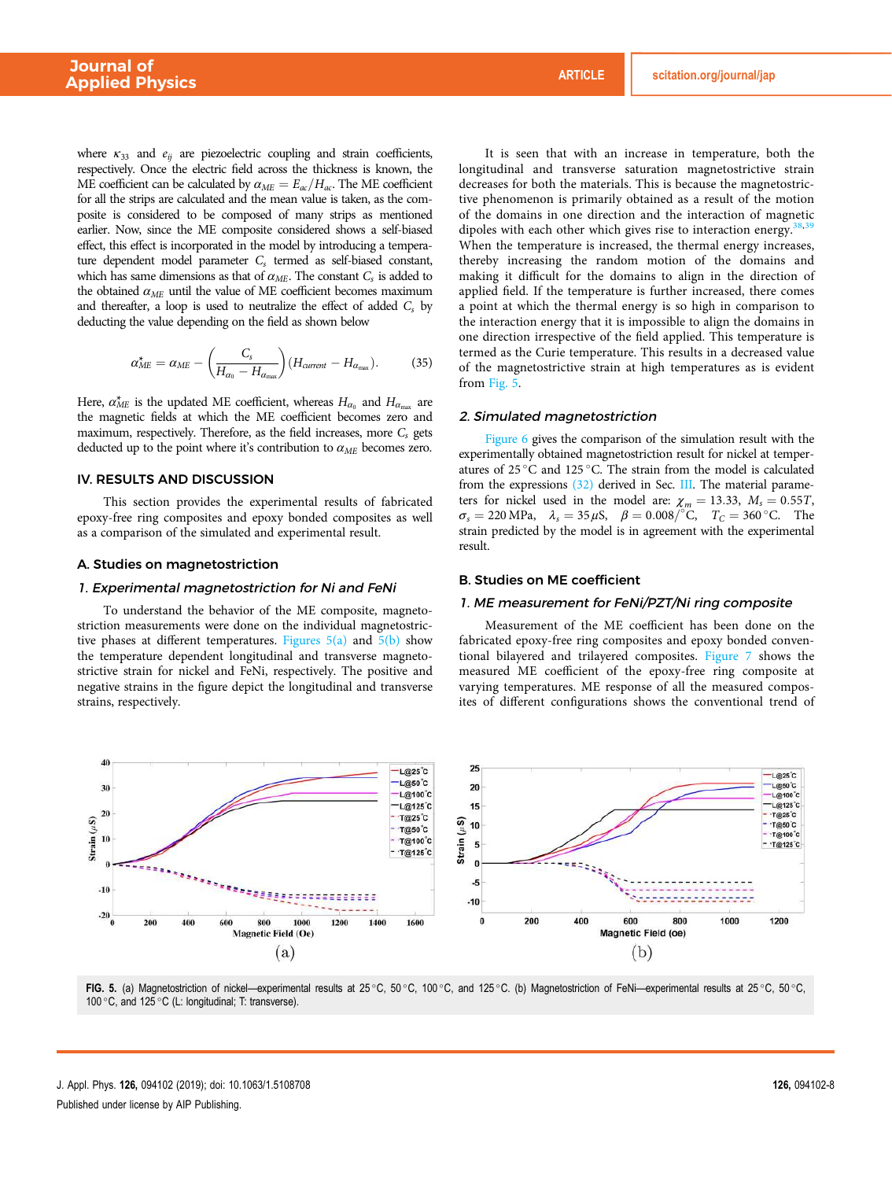where $\kappa_{33}$ and $e_{ij}$ are piezoelectric coupling and strain coefficients, respectively. Once the electric field across the thickness is known, the ME coefficient can be calculated by $\alpha_{ME} = E_{ac}/H_{ac}$. The ME coefficient for all the strips are calculated and the mean value is taken, as the composite is considered to be composed of many strips as mentioned earlier. Now, since the ME composite considered shows a self-biased effect, this effect is incorporated in the model by introducing a temperature dependent model parameter $C_s$ termed as self-biased constant, which has same dimensions as that of $\alpha_{ME}$. The constant $C_s$ is added to the obtained $\alpha_{ME}$ until the value of ME coefficient becomes maximum and thereafter, a loop is used to neutralize the effect of added $C_s$ by deducting the value depending on the field as shown below

$$\alpha^{\star}_{ME} = \alpha_{ME} - \left(\frac{C_s}{H_{\alpha_0} - H_{\alpha_{max}}}\right)(H_{current} - H_{\alpha_{max}}). \tag{35}$$

Here, $\alpha^{\star}_{ME}$ is the updated ME coefficient, whereas $H_{\alpha_0}$ and $H_{\alpha_{max}}$ are the magnetic fields at which the ME coefficient becomes zero and maximum, respectively. Therefore, as the field increases, more $C_s$ gets deducted up to the point where it's contribution to $\alpha_{ME}$ becomes zero.

## IV. RESULTS AND DISCUSSION

This section provides the experimental results of fabricated epoxy-free ring composites and epoxy bonded composites as well as a comparison of the simulated and experimental result.

### A. Studies on magnetostriction

#### 1. Experimental magnetostriction for Ni and FeNi

To understand the behavior of the ME composite, magnetostriction measurements were done on the individual magnetostrictive phases at different temperatures. Figures 5(a) and 5(b) show the temperature dependent longitudinal and transverse magnetostrictive strain for nickel and FeNi, respectively. The positive and negative strains in the figure depict the longitudinal and transverse strains, respectively.

It is seen that with an increase in temperature, both the longitudinal and transverse saturation magnetostrictive strain decreases for both the materials. This is because the magnetostrictive phenomenon is primarily obtained as a result of the motion of the domains in one direction and the interaction of magnetic dipoles with each other which gives rise to interaction energy.[38,39] When the temperature is increased, the thermal energy increases, thereby increasing the random motion of the domains and making it difficult for the domains to align in the direction of applied field. If the temperature is further increased, there comes a point at which the thermal energy is so high in comparison to the interaction energy that it is impossible to align the domains in one direction irrespective of the field applied. This temperature is termed as the Curie temperature. This results in a decreased value of the magnetostrictive strain at high temperatures as is evident from Fig. 5.

#### 2. Simulated magnetostriction

Figure 6 gives the comparison of the simulation result with the experimentally obtained magnetostriction result for nickel at temperatures of 25 °C and 125 °C. The strain from the model is calculated from the expressions (32) derived in Sec. III. The material parameters for nickel used in the model are: $\chi_m = 13.33$, $M_s = 0.55T$, $\sigma_s = 220\,\text{MPa}$, $\lambda_s = 35\,\mu\text{S}$, $\beta = 0.008/{}^\circ\text{C}$, $T_C = 360\,{}^\circ\text{C}$. The strain predicted by the model is in agreement with the experimental result.

### B. Studies on ME coefficient

#### 1. ME measurement for FeNi/PZT/Ni ring composite

Measurement of the ME coefficient has been done on the fabricated epoxy-free ring composites and epoxy bonded conventional bilayered and trilayered composites. Figure 7 shows the measured ME coefficient of the epoxy-free ring composite at varying temperatures. ME response of all the measured composites of different configurations shows the conventional trend of

FIG. 5. (a) Magnetostriction of nickel—experimental results at 25 °C, 50 °C, 100 °C, and 125 °C. (b) Magnetostriction of FeNi—experimental results at 25 °C, 50 °C, 100 °C, and 125 °C (L: longitudinal; T: transverse).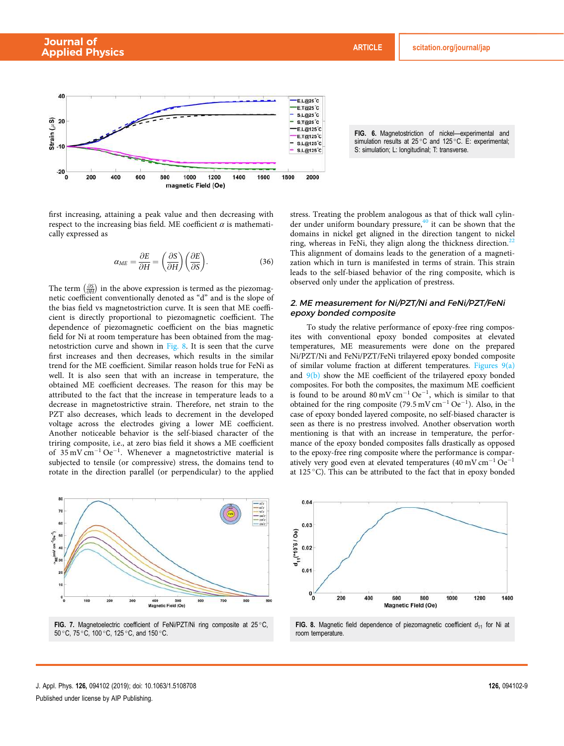FIG. 6. Magnetostriction of nickel—experimental and simulation results at 25 °C and 125 °C. E: experimental; S: simulation; L: longitudinal; T: transverse.

first increasing, attaining a peak value and then decreasing with respect to the increasing bias field. ME coefficient $\alpha$ is mathematically expressed as

$$\alpha_{ME} = \frac{\partial E}{\partial H} = \left(\frac{\partial S}{\partial H}\right)\left(\frac{\partial E}{\partial S}\right). \tag{36}$$

The term $\left(\frac{\partial S}{\partial H}\right)$ in the above expression is termed as the piezomagnetic coefficient conventionally denoted as "d" and is the slope of the bias field vs magnetostriction curve. It is seen that ME coefficient is directly proportional to piezomagnetic coefficient. The dependence of piezomagnetic coefficient on the bias magnetic field for Ni at room temperature has been obtained from the magnetostriction curve and shown in Fig. 8. It is seen that the curve first increases and then decreases, which results in the similar trend for the ME coefficient. Similar reason holds true for FeNi as well. It is also seen that with an increase in temperature, the obtained ME coefficient decreases. The reason for this may be attributed to the fact that the increase in temperature leads to a decrease in magnetostrictive strain. Therefore, net strain to the PZT also decreases, which leads to decrement in the developed voltage across the electrodes giving a lower ME coefficient. Another noticeable behavior is the self-biased character of the triring composite, i.e., at zero bias field it shows a ME coefficient of 35 mV cm$^{-1}$ Oe$^{-1}$. Whenever a magnetostrictive material is subjected to tensile (or compressive) stress, the domains tend to rotate in the direction parallel (or perpendicular) to the applied stress. Treating the problem analogous as that of thick wall cylinder under uniform boundary pressure,[40] it can be shown that the domains in nickel get aligned in the direction tangent to nickel ring, whereas in FeNi, they align along the thickness direction.[22] This alignment of domains leads to the generation of a magnetization which in turn is manifested in terms of strain. This strain leads to the self-biased behavior of the ring composite, which is observed only under the application of prestress.

### 2. ME measurement for Ni/PZT/Ni and FeNi/PZT/FeNi epoxy bonded composite

To study the relative performance of epoxy-free ring composites with conventional epoxy bonded composites at elevated temperatures, ME measurements were done on the prepared Ni/PZT/Ni and FeNi/PZT/FeNi trilayered epoxy bonded composite of similar volume fraction at different temperatures. Figures 9(a) and 9(b) show the ME coefficient of the trilayered epoxy bonded composites. For both the composites, the maximum ME coefficient is found to be around 80 mV cm$^{-1}$ Oe$^{-1}$, which is similar to that obtained for the ring composite (79.5 mV cm$^{-1}$ Oe$^{-1}$). Also, in the case of epoxy bonded layered composite, no self-biased character is seen as there is no prestress involved. Another observation worth mentioning is that with an increase in temperature, the performance of the epoxy bonded composites falls drastically as opposed to the epoxy-free ring composite where the performance is comparatively very good even at elevated temperatures (40 mV cm$^{-1}$ Oe$^{-1}$ at 125 °C). This can be attributed to the fact that in epoxy bonded

FIG. 7. Magnetoelectric coefficient of FeNi/PZT/Ni ring composite at 25 °C, 50 °C, 75 °C, 100 °C, 125 °C, and 150 °C.

FIG. 8. Magnetic field dependence of piezomagnetic coefficient $d_{11}$ for Ni at room temperature.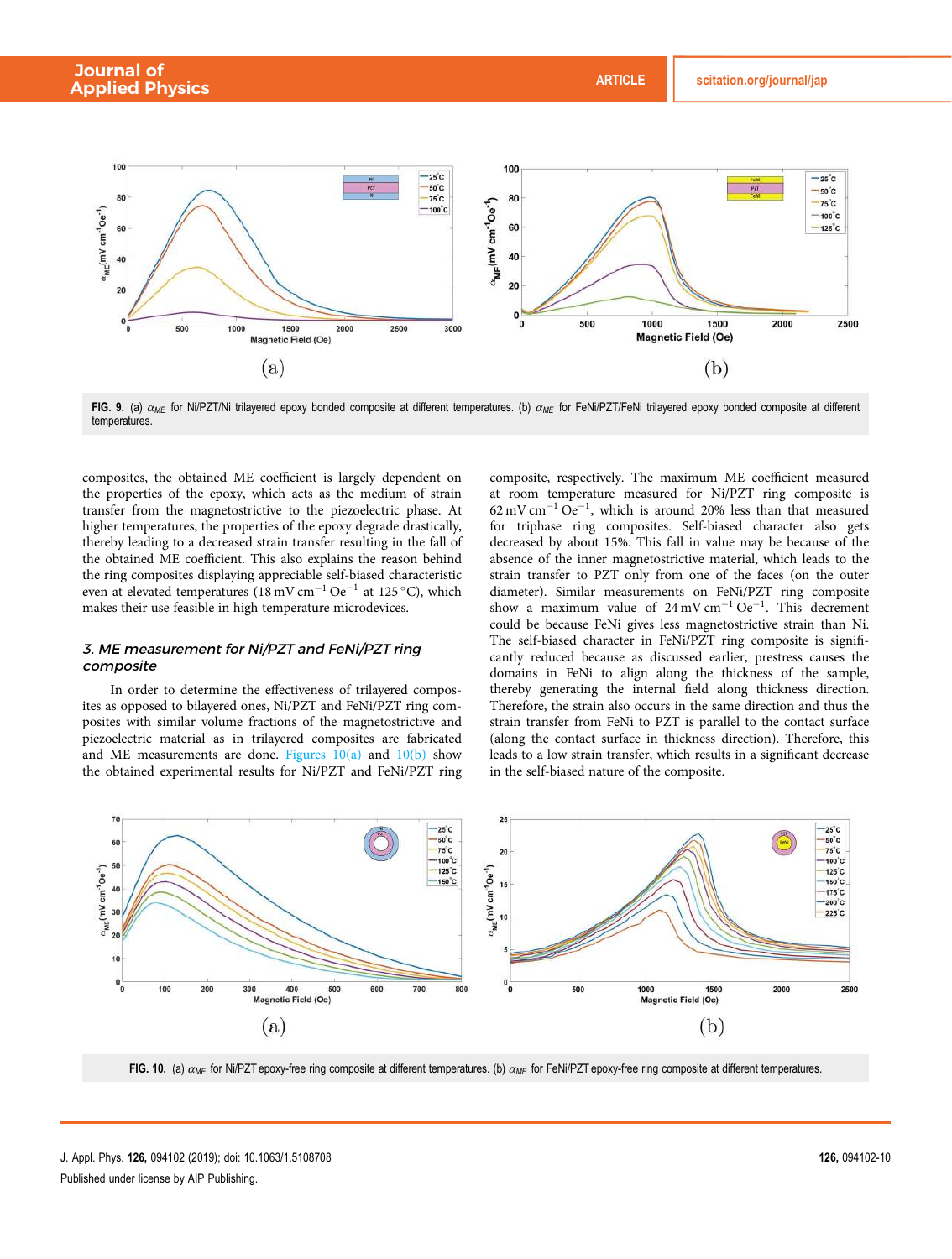FIG. 9. (a) $\alpha_{ME}$ for Ni/PZT/Ni trilayered epoxy bonded composite at different temperatures. (b) $\alpha_{ME}$ for FeNi/PZT/FeNi trilayered epoxy bonded composite at different temperatures.

composites, the obtained ME coefficient is largely dependent on the properties of the epoxy, which acts as the medium of strain transfer from the magnetostrictive to the piezoelectric phase. At higher temperatures, the properties of the epoxy degrade drastically, thereby leading to a decreased strain transfer resulting in the fall of the obtained ME coefficient. This also explains the reason behind the ring composites displaying appreciable self-biased characteristic even at elevated temperatures ($18\,\mathrm{mV\,cm^{-1}\,Oe^{-1}}$ at $125\,^{\circ}$C), which makes their use feasible in high temperature microdevices.

### 3. ME measurement for Ni/PZT and FeNi/PZT ring composite

In order to determine the effectiveness of trilayered composites as opposed to bilayered ones, Ni/PZT and FeNi/PZT ring composites with similar volume fractions of the magnetostrictive and piezoelectric material as in trilayered composites are fabricated and ME measurements are done. Figures 10(a) and 10(b) show the obtained experimental results for Ni/PZT and FeNi/PZT ring composite, respectively. The maximum ME coefficient measured at room temperature measured for Ni/PZT ring composite is $62\,\mathrm{mV\,cm^{-1}\,Oe^{-1}}$, which is around 20% less than that measured for triphase ring composites. Self-biased character also gets decreased by about 15%. This fall in value may be because of the absence of the inner magnetostrictive material, which leads to the strain transfer to PZT only from one of the faces (on the outer diameter). Similar measurements on FeNi/PZT ring composite show a maximum value of $24\,\mathrm{mV\,cm^{-1}\,Oe^{-1}}$. This decrement could be because FeNi gives less magnetostrictive strain than Ni. The self-biased character in FeNi/PZT ring composite is significantly reduced because as discussed earlier, prestress causes the domains in FeNi to align along the thickness of the sample, thereby generating the internal field along thickness direction. Therefore, the strain also occurs in the same direction and thus the strain transfer from FeNi to PZT is parallel to the contact surface (along the contact surface in thickness direction). Therefore, this leads to a low strain transfer, which results in a significant decrease in the self-biased nature of the composite.

FIG. 10. (a) $\alpha_{ME}$ for Ni/PZT epoxy-free ring composite at different temperatures. (b) $\alpha_{ME}$ for FeNi/PZT epoxy-free ring composite at different temperatures.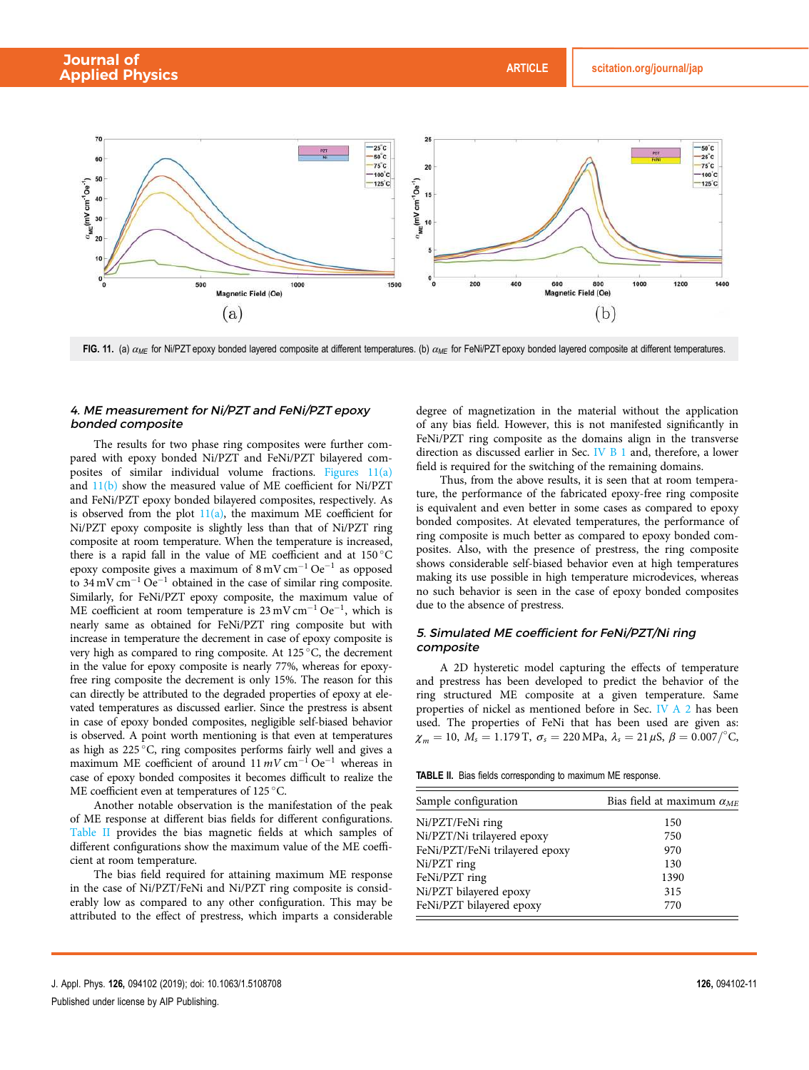FIG. 11. (a) $\alpha_{ME}$ for Ni/PZT epoxy bonded layered composite at different temperatures. (b) $\alpha_{ME}$ for FeNi/PZT epoxy bonded layered composite at different temperatures.

### 4. ME measurement for Ni/PZT and FeNi/PZT epoxy bonded composite

The results for two phase ring composites were further compared with epoxy bonded Ni/PZT and FeNi/PZT bilayered composites of similar individual volume fractions. Figures 11(a) and 11(b) show the measured value of ME coefficient for Ni/PZT and FeNi/PZT epoxy bonded bilayered composites, respectively. As is observed from the plot 11(a), the maximum ME coefficient for Ni/PZT epoxy composite is slightly less than that of Ni/PZT ring composite at room temperature. When the temperature is increased, there is a rapid fall in the value of ME coefficient and at 150 °C epoxy composite gives a maximum of 8 mV cm$^{-1}$ Oe$^{-1}$ as opposed to 34 mV cm$^{-1}$ Oe$^{-1}$ obtained in the case of similar ring composite. Similarly, for FeNi/PZT epoxy composite, the maximum value of ME coefficient at room temperature is 23 mV cm$^{-1}$ Oe$^{-1}$, which is nearly same as obtained for FeNi/PZT ring composite but with increase in temperature the decrement in case of epoxy composite is very high as compared to ring composite. At 125 °C, the decrement in the value for epoxy composite is nearly 77%, whereas for epoxy-free ring composite the decrement is only 15%. The reason for this can directly be attributed to the degraded properties of epoxy at elevated temperatures as discussed earlier. Since the prestress is absent in case of epoxy bonded composites, negligible self-biased behavior is observed. A point worth mentioning is that even at temperatures as high as 225 °C, ring composites performs fairly well and gives a maximum ME coefficient of around 11 $mV$ cm$^{-1}$ Oe$^{-1}$ whereas in case of epoxy bonded composites it becomes difficult to realize the ME coefficient even at temperatures of 125 °C.

Another notable observation is the manifestation of the peak of ME response at different bias fields for different configurations. Table II provides the bias magnetic fields at which samples of different configurations show the maximum value of the ME coefficient at room temperature.

The bias field required for attaining maximum ME response in the case of Ni/PZT/FeNi and Ni/PZT ring composite is considerably low as compared to any other configuration. This may be attributed to the effect of prestress, which imparts a considerable degree of magnetization in the material without the application of any bias field. However, this is not manifested significantly in FeNi/PZT ring composite as the domains align in the transverse direction as discussed earlier in Sec. IV B 1 and, therefore, a lower field is required for the switching of the remaining domains.

Thus, from the above results, it is seen that at room temperature, the performance of the fabricated epoxy-free ring composite is equivalent and even better in some cases as compared to epoxy bonded composites. At elevated temperatures, the performance of ring composite is much better as compared to epoxy bonded composites. Also, with the presence of prestress, the ring composite shows considerable self-biased behavior even at high temperatures making its use possible in high temperature microdevices, whereas no such behavior is seen in the case of epoxy bonded composites due to the absence of prestress.

### 5. Simulated ME coefficient for FeNi/PZT/Ni ring composite

A 2D hysteretic model capturing the effects of temperature and prestress has been developed to predict the behavior of the ring structured ME composite at a given temperature. Same properties of nickel as mentioned before in Sec. IV A 2 has been used. The properties of FeNi that has been used are given as: $\chi_m = 10$, $M_s = 1.179$ T, $\sigma_s = 220$ MPa, $\lambda_s = 21\,\mu$S, $\beta = 0.007/°$C,

TABLE II. Bias fields corresponding to maximum ME response.

| Sample configuration | Bias field at maximum $\alpha_{ME}$ |
| --- | --- |
| Ni/PZT/FeNi ring | 150 |
| Ni/PZT/Ni trilayered epoxy | 750 |
| FeNi/PZT/FeNi trilayered epoxy | 970 |
| Ni/PZT ring | 130 |
| FeNi/PZT ring | 1390 |
| Ni/PZT bilayered epoxy | 315 |
| FeNi/PZT bilayered epoxy | 770 |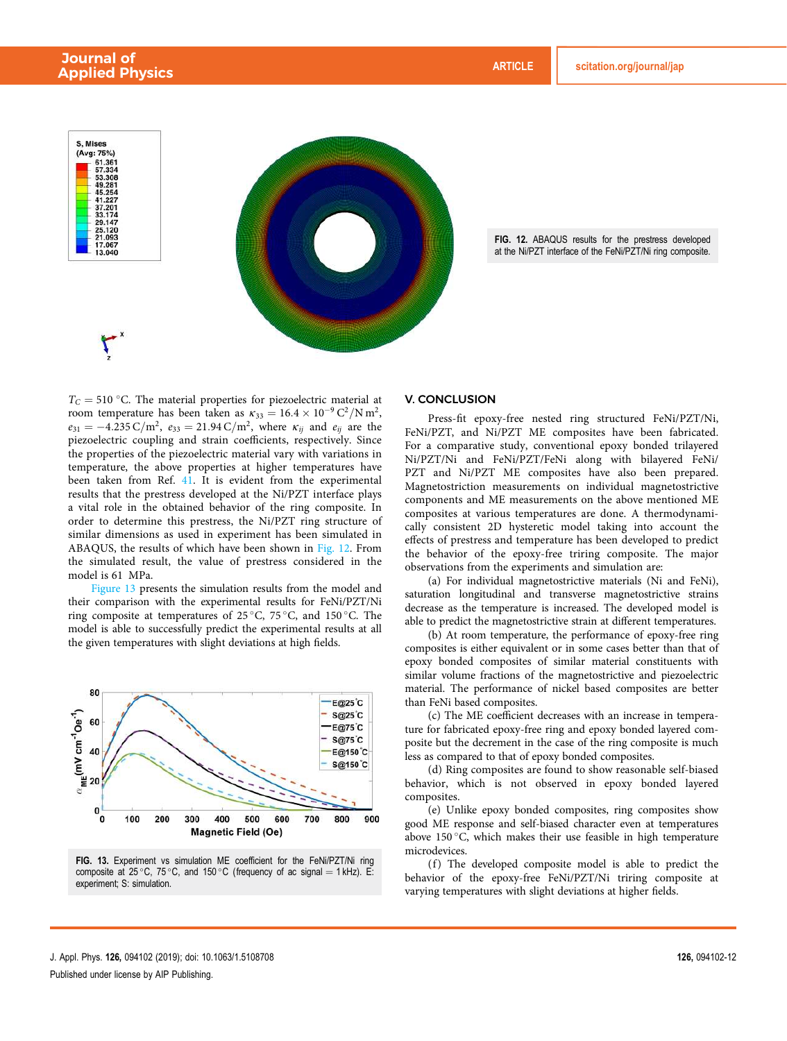FIG. 12. ABAQUS results for the prestress developed at the Ni/PZT interface of the FeNi/PZT/Ni ring composite.

$T_C = 510\,°C$. The material properties for piezoelectric material at room temperature has been taken as $\kappa_{33} = 16.4 \times 10^{-9}\,C^2/N\,m^2$, $e_{31} = -4.235\,C/m^2$, $e_{33} = 21.94\,C/m^2$, where $\kappa_{ij}$ and $e_{ij}$ are the piezoelectric coupling and strain coefficients, respectively. Since the properties of the piezoelectric material vary with variations in temperature, the above properties at higher temperatures have been taken from Ref. 41. It is evident from the experimental results that the prestress developed at the Ni/PZT interface plays a vital role in the obtained behavior of the ring composite. In order to determine this prestress, the Ni/PZT ring structure of similar dimensions as used in experiment has been simulated in ABAQUS, the results of which have been shown in Fig. 12. From the simulated result, the value of prestress considered in the model is 61 MPa.

Figure 13 presents the simulation results from the model and their comparison with the experimental results for FeNi/PZT/Ni ring composite at temperatures of 25 °C, 75 °C, and 150 °C. The model is able to successfully predict the experimental results at all the given temperatures with slight deviations at high fields.

FIG. 13. Experiment vs simulation ME coefficient for the FeNi/PZT/Ni ring composite at 25 °C, 75 °C, and 150 °C (frequency of ac signal = 1 kHz). E: experiment; S: simulation.

## V. CONCLUSION

Press-fit epoxy-free nested ring structured FeNi/PZT/Ni, FeNi/PZT, and Ni/PZT ME composites have been fabricated. For a comparative study, conventional epoxy bonded trilayered Ni/PZT/Ni and FeNi/PZT/FeNi along with bilayered FeNi/PZT and Ni/PZT ME composites have also been prepared. Magnetostriction measurements on individual magnetostrictive components and ME measurements on the above mentioned ME composites at various temperatures are done. A thermodynamically consistent 2D hysteretic model taking into account the effects of prestress and temperature has been developed to predict the behavior of the epoxy-free triring composite. The major observations from the experiments and simulation are:

(a) For individual magnetostrictive materials (Ni and FeNi), saturation longitudinal and transverse magnetostrictive strains decrease as the temperature is increased. The developed model is able to predict the magnetostrictive strain at different temperatures.

(b) At room temperature, the performance of epoxy-free ring composites is either equivalent or in some cases better than that of epoxy bonded composites of similar material constituents with similar volume fractions of the magnetostrictive and piezoelectric material. The performance of nickel based composites are better than FeNi based composites.

(c) The ME coefficient decreases with an increase in temperature for fabricated epoxy-free ring and epoxy bonded layered composite but the decrement in the case of the ring composite is much less as compared to that of epoxy bonded composites.

(d) Ring composites are found to show reasonable self-biased behavior, which is not observed in epoxy bonded layered composites.

(e) Unlike epoxy bonded composites, ring composites show good ME response and self-biased character even at temperatures above 150 °C, which makes their use feasible in high temperature microdevices.

(f) The developed composite model is able to predict the behavior of the epoxy-free FeNi/PZT/Ni triring composite at varying temperatures with slight deviations at higher fields.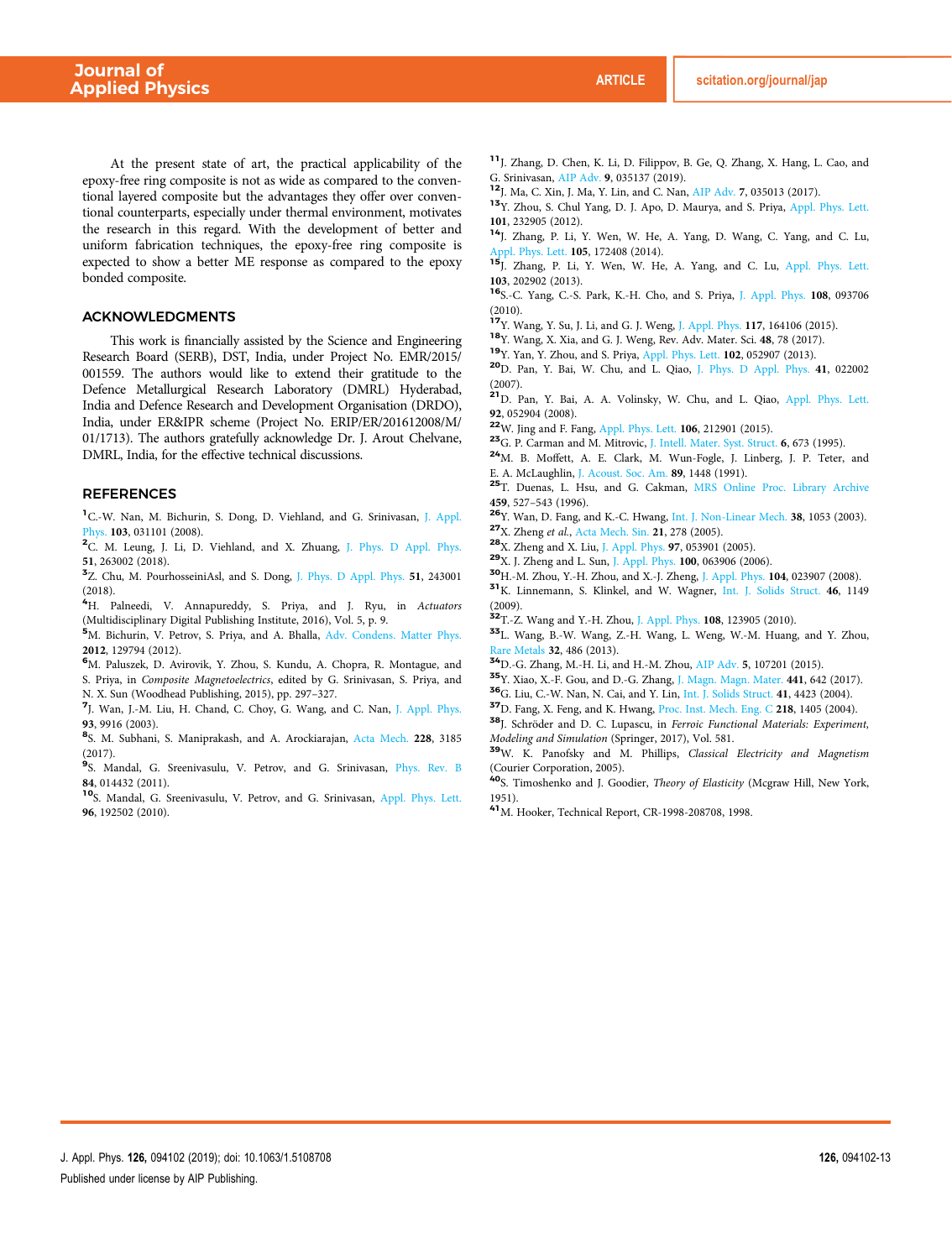At the present state of art, the practical applicability of the epoxy-free ring composite is not as wide as compared to the conventional layered composite but the advantages they offer over conventional counterparts, especially under thermal environment, motivates the research in this regard. With the development of better and uniform fabrication techniques, the epoxy-free ring composite is expected to show a better ME response as compared to the epoxy bonded composite.

## ACKNOWLEDGMENTS

This work is financially assisted by the Science and Engineering Research Board (SERB), DST, India, under Project No. EMR/2015/001559. The authors would like to extend their gratitude to the Defence Metallurgical Research Laboratory (DMRL) Hyderabad, India and Defence Research and Development Organisation (DRDO), India, under ER&IPR scheme (Project No. ERIP/ER/201612008/M/01/1713). The authors gratefully acknowledge Dr. J. Arout Chelvane, DMRL, India, for the effective technical discussions.

## REFERENCES

[1] C.-W. Nan, M. Bichurin, S. Dong, D. Viehland, and G. Srinivasan, J. Appl. Phys. **103**, 031101 (2008).

[2] C. M. Leung, J. Li, D. Viehland, and X. Zhuang, J. Phys. D Appl. Phys. **51**, 263002 (2018).

[3] Z. Chu, M. PourhosseiniAsl, and S. Dong, J. Phys. D Appl. Phys. **51**, 243001 (2018).

[4] H. Palneedi, V. Annapureddy, S. Priya, and J. Ryu, in *Actuators* (Multidisciplinary Digital Publishing Institute, 2016), Vol. 5, p. 9.

[5] M. Bichurin, V. Petrov, S. Priya, and A. Bhalla, Adv. Condens. Matter Phys. **2012**, 129794 (2012).

[6] M. Paluszek, D. Avirovik, Y. Zhou, S. Kundu, A. Chopra, R. Montague, and S. Priya, in *Composite Magnetoelectrics*, edited by G. Srinivasan, S. Priya, and N. X. Sun (Woodhead Publishing, 2015), pp. 297–327.

[7] J. Wan, J.-M. Liu, H. Chand, C. Choy, G. Wang, and C. Nan, J. Appl. Phys. **93**, 9916 (2003).

[8] S. M. Subhani, S. Maniprakash, and A. Arockiarajan, Acta Mech. **228**, 3185 (2017).

[9] S. Mandal, G. Sreenivasulu, V. Petrov, and G. Srinivasan, Phys. Rev. B **84**, 014432 (2011).

[10] S. Mandal, G. Sreenivasulu, V. Petrov, and G. Srinivasan, Appl. Phys. Lett. **96**, 192502 (2010).

[11] J. Zhang, D. Chen, K. Li, D. Filippov, B. Ge, Q. Zhang, X. Hang, L. Cao, and G. Srinivasan, AIP Adv. **9**, 035137 (2019).

[12] J. Ma, C. Xin, J. Ma, Y. Lin, and C. Nan, AIP Adv. **7**, 035013 (2017).

[13] Y. Zhou, S. Chul Yang, D. J. Apo, D. Maurya, and S. Priya, Appl. Phys. Lett. **101**, 232905 (2012).

[14] J. Zhang, P. Li, Y. Wen, W. He, A. Yang, D. Wang, C. Yang, and C. Lu, Appl. Phys. Lett. **105**, 172408 (2014).

[15] J. Zhang, P. Li, Y. Wen, W. He, A. Yang, and C. Lu, Appl. Phys. Lett. **103**, 202902 (2013).

[16] S.-C. Yang, C.-S. Park, K.-H. Cho, and S. Priya, J. Appl. Phys. **108**, 093706 (2010).

[17] Y. Wang, Y. Su, J. Li, and G. J. Weng, J. Appl. Phys. **117**, 164106 (2015).

[18] Y. Wang, X. Xia, and G. J. Weng, Rev. Adv. Mater. Sci. **48**, 78 (2017).

[19] Y. Yan, Y. Zhou, and S. Priya, Appl. Phys. Lett. **102**, 052907 (2013).

[20] D. Pan, Y. Bai, W. Chu, and L. Qiao, J. Phys. D Appl. Phys. **41**, 022002 (2007).

[21] D. Pan, Y. Bai, A. A. Volinsky, W. Chu, and L. Qiao, Appl. Phys. Lett. **92**, 052904 (2008).

[22] W. Jing and F. Fang, Appl. Phys. Lett. **106**, 212901 (2015).

[23] G. P. Carman and M. Mitrovic, J. Intell. Mater. Syst. Struct. **6**, 673 (1995).

[24] M. B. Moffett, A. E. Clark, M. Wun-Fogle, J. Linberg, J. P. Teter, and E. A. McLaughlin, J. Acoust. Soc. Am. **89**, 1448 (1991).

[25] T. Duenas, L. Hsu, and G. Cakman, MRS Online Proc. Library Archive **459**, 527–543 (1996).

[26] Y. Wan, D. Fang, and K.-C. Hwang, Int. J. Non-Linear Mech. **38**, 1053 (2003).

[27] X. Zheng *et al.*, Acta Mech. Sin. **21**, 278 (2005).

[28] X. Zheng and X. Liu, J. Appl. Phys. **97**, 053901 (2005).

[29] X. J. Zheng and L. Sun, J. Appl. Phys. **100**, 063906 (2006).

[30] H.-M. Zhou, Y.-H. Zhou, and X.-J. Zheng, J. Appl. Phys. **104**, 023907 (2008).

[31] K. Linnemann, S. Klinkel, and W. Wagner, Int. J. Solids Struct. **46**, 1149 (2009).

[32] T.-Z. Wang and Y.-H. Zhou, J. Appl. Phys. **108**, 123905 (2010).

[33] L. Wang, B.-W. Wang, Z.-H. Wang, L. Weng, W.-M. Huang, and Y. Zhou, Rare Metals **32**, 486 (2013).

[34] D.-G. Zhang, M.-H. Li, and H.-M. Zhou, AIP Adv. **5**, 107201 (2015).

[35] Y. Xiao, X.-F. Gou, and D.-G. Zhang, J. Magn. Magn. Mater. **441**, 642 (2017).

[36] G. Liu, C.-W. Nan, N. Cai, and Y. Lin, Int. J. Solids Struct. **41**, 4423 (2004).

[37] D. Fang, X. Feng, and K. Hwang, Proc. Inst. Mech. Eng. C **218**, 1405 (2004).

[38] J. Schröder and D. C. Lupascu, in *Ferroic Functional Materials: Experiment, Modeling and Simulation* (Springer, 2017), Vol. 581.

[39] W. K. Panofsky and M. Phillips, *Classical Electricity and Magnetism* (Courier Corporation, 2005).

[40] S. Timoshenko and J. Goodier, *Theory of Elasticity* (Mcgraw Hill, New York, 1951).

[41] M. Hooker, Technical Report, CR-1998-208708, 1998.